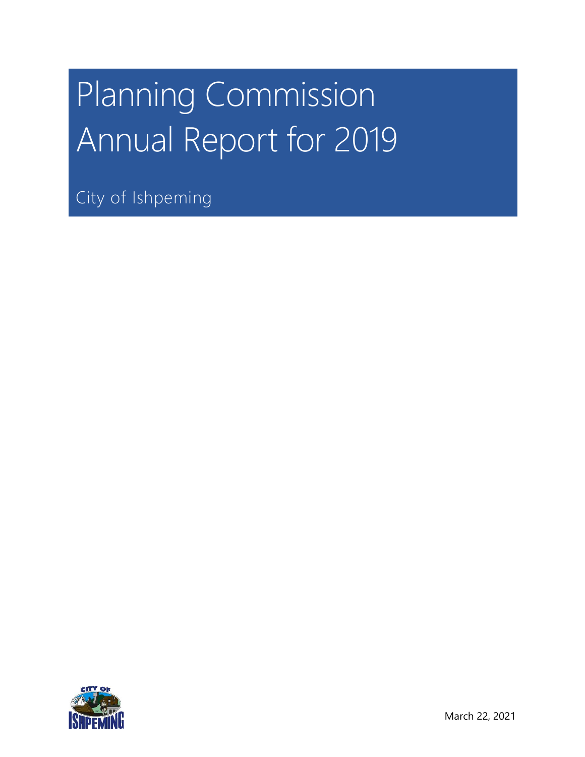# Planning Commission Annual Report for 2019

City of Ishpeming

March 22, 2021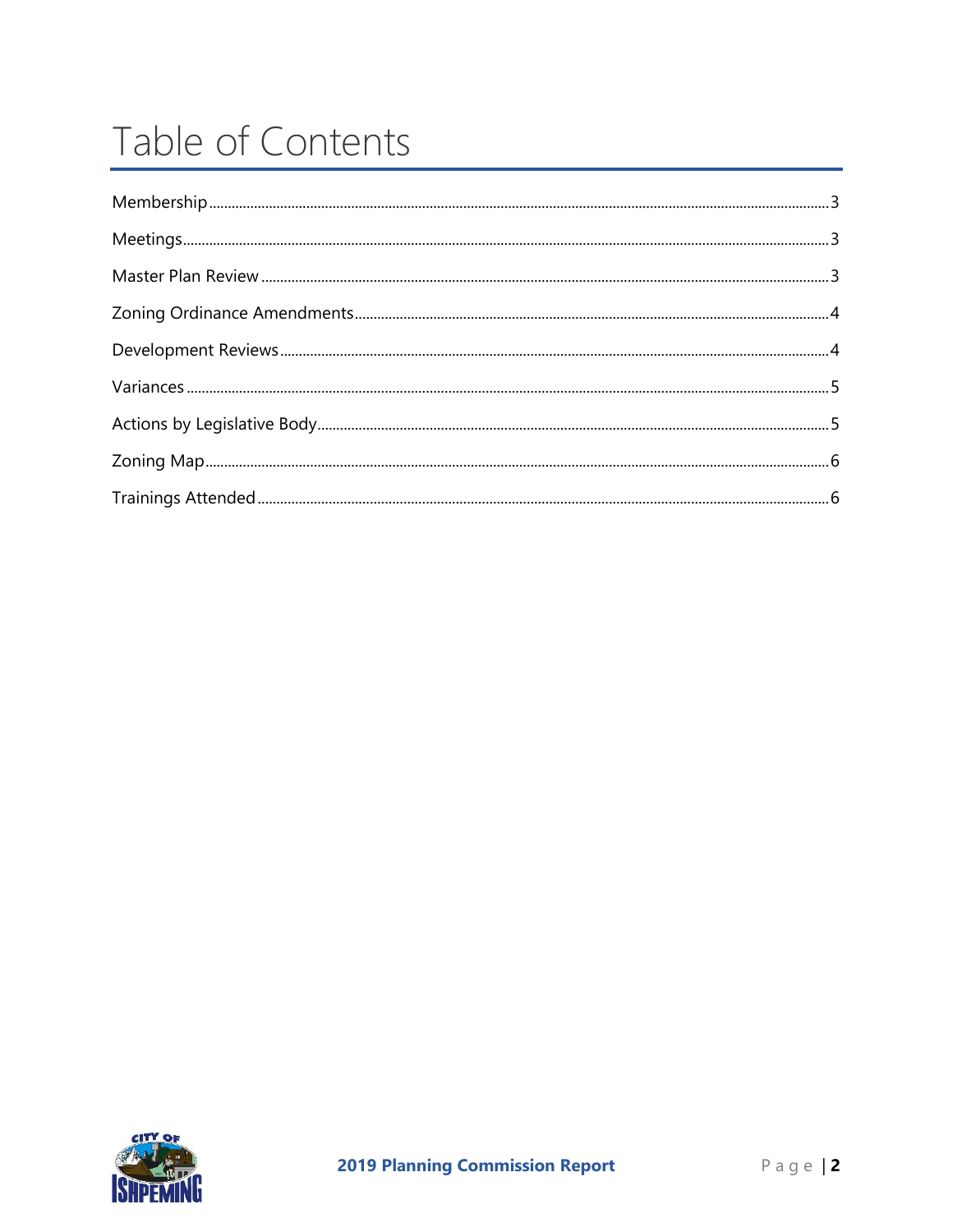# Table of Contents

Membership ........................................................ 3

Meetings ........................................................ 3

Master Plan Review ........................................................ 3

Zoning Ordinance Amendments ........................................................ 4

Development Reviews ........................................................ 4

Variances ........................................................ 5

Actions by Legislative Body ........................................................ 5

Zoning Map ........................................................ 6

Trainings Attended ........................................................ 6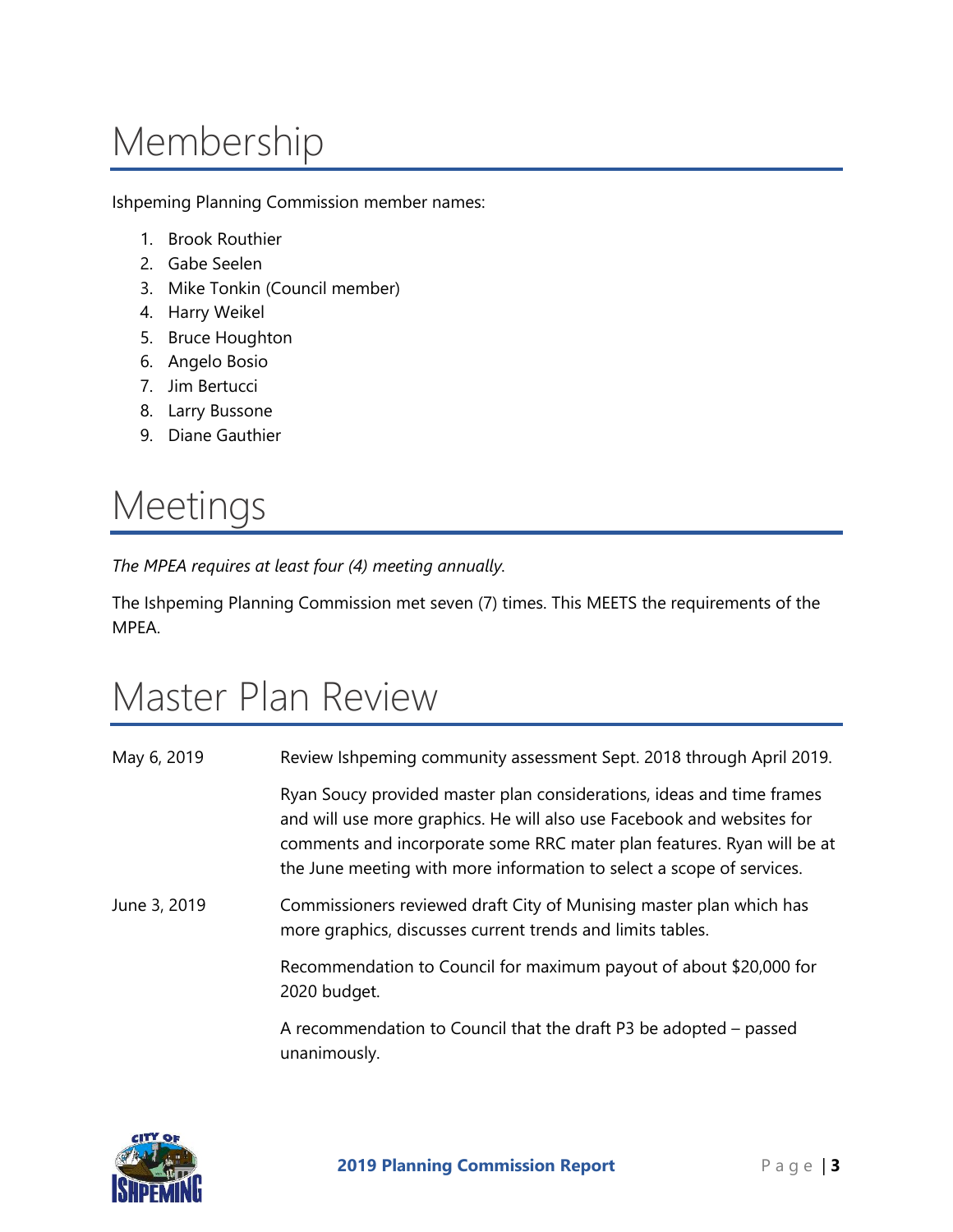# Membership

Ishpeming Planning Commission member names:

1. Brook Routhier
2. Gabe Seelen
3. Mike Tonkin (Council member)
4. Harry Weikel
5. Bruce Houghton
6. Angelo Bosio
7. Jim Bertucci
8. Larry Bussone
9. Diane Gauthier

# Meetings

*The MPEA requires at least four (4) meeting annually.*

The Ishpeming Planning Commission met seven (7) times. This MEETS the requirements of the MPEA.

# Master Plan Review

| | |
|---|---|
| May 6, 2019 | Review Ishpeming community assessment Sept. 2018 through April 2019. |
| | Ryan Soucy provided master plan considerations, ideas and time frames and will use more graphics. He will also use Facebook and websites for comments and incorporate some RRC mater plan features. Ryan will be at the June meeting with more information to select a scope of services. |
| June 3, 2019 | Commissioners reviewed draft City of Munising master plan which has more graphics, discusses current trends and limits tables. |
| | Recommendation to Council for maximum payout of about $20,000 for 2020 budget. |
| | A recommendation to Council that the draft P3 be adopted – passed unanimously. |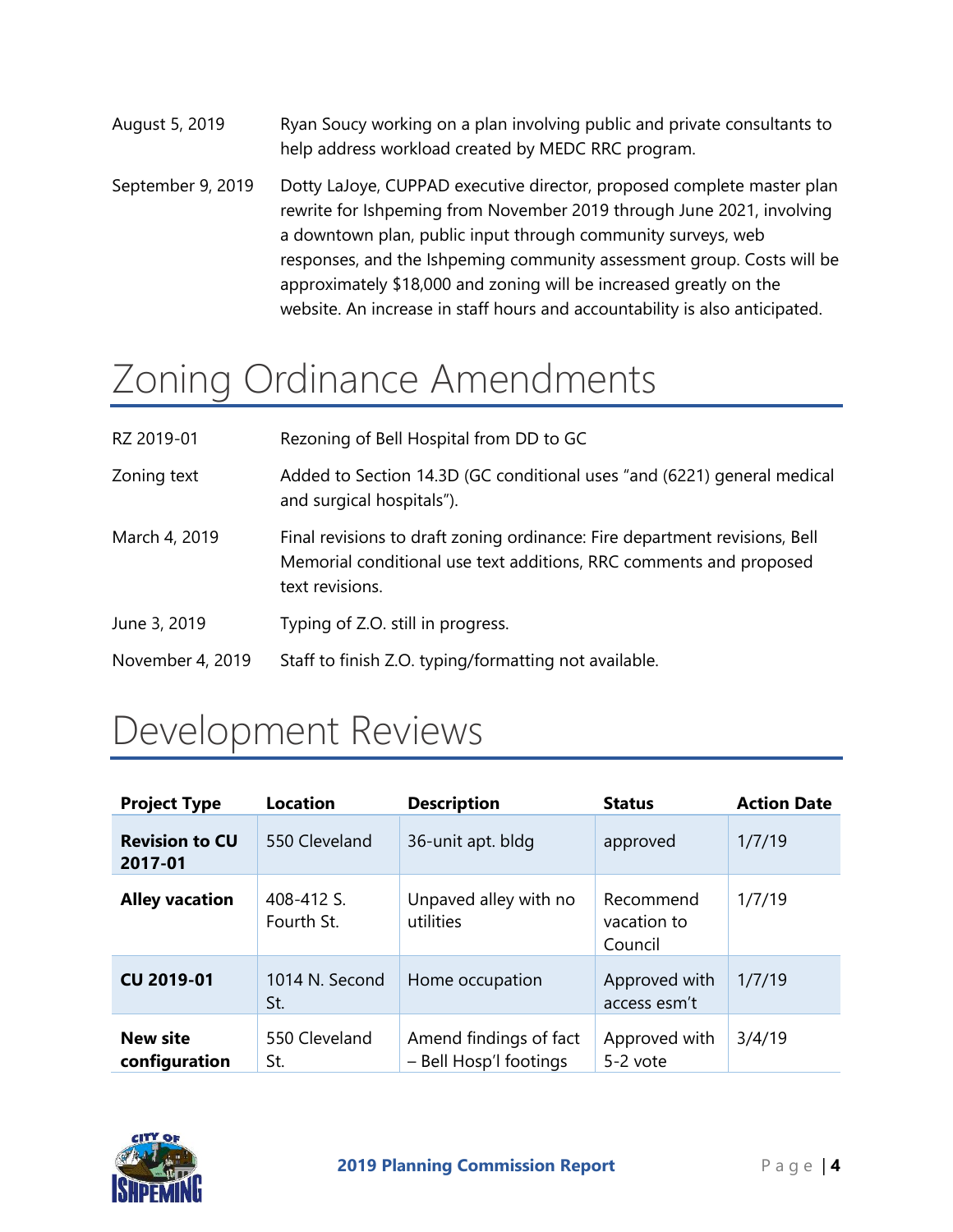August 5, 2019 — Ryan Soucy working on a plan involving public and private consultants to help address workload created by MEDC RRC program.

September 9, 2019 — Dotty LaJoye, CUPPAD executive director, proposed complete master plan rewrite for Ishpeming from November 2019 through June 2021, involving a downtown plan, public input through community surveys, web responses, and the Ishpeming community assessment group. Costs will be approximately $18,000 and zoning will be increased greatly on the website. An increase in staff hours and accountability is also anticipated.

# Zoning Ordinance Amendments

RZ 2019-01 — Rezoning of Bell Hospital from DD to GC

Zoning text — Added to Section 14.3D (GC conditional uses "and (6221) general medical and surgical hospitals").

March 4, 2019 — Final revisions to draft zoning ordinance: Fire department revisions, Bell Memorial conditional use text additions, RRC comments and proposed text revisions.

June 3, 2019 — Typing of Z.O. still in progress.

November 4, 2019 — Staff to finish Z.O. typing/formatting not available.

# Development Reviews

| Project Type | Location | Description | Status | Action Date |
| --- | --- | --- | --- | --- |
| **Revision to CU 2017-01** | 550 Cleveland | 36-unit apt. bldg | approved | 1/7/19 |
| **Alley vacation** | 408-412 S. Fourth St. | Unpaved alley with no utilities | Recommend vacation to Council | 1/7/19 |
| **CU 2019-01** | 1014 N. Second St. | Home occupation | Approved with access esm't | 1/7/19 |
| **New site configuration** | 550 Cleveland St. | Amend findings of fact – Bell Hosp'l footings | Approved with 5-2 vote | 3/4/19 |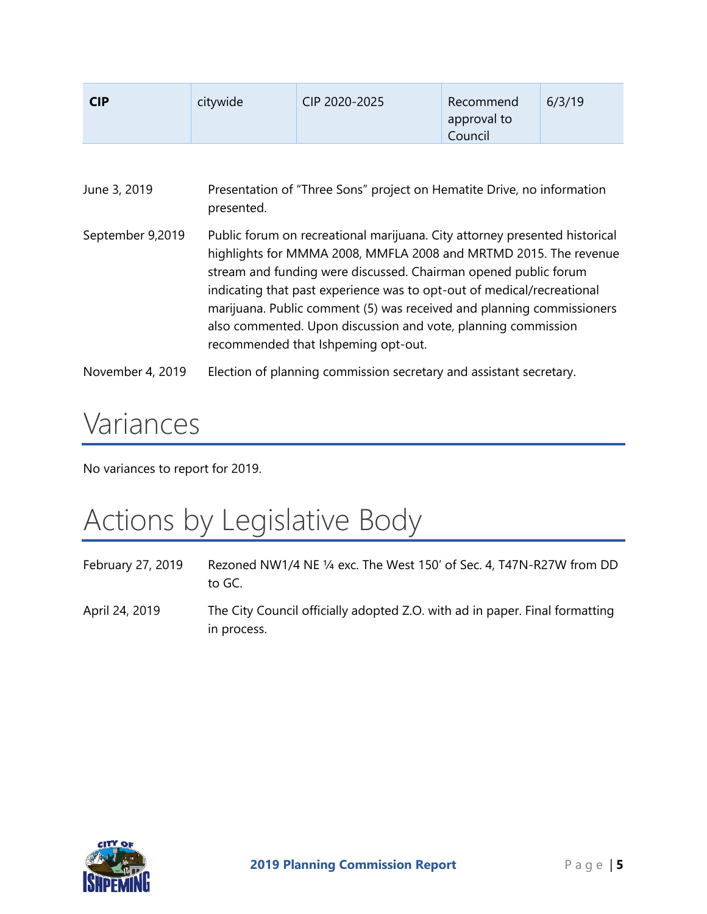| **CIP** | citywide | CIP 2020-2025 | Recommend approval to Council | 6/3/19 |
|---|---|---|---|---|

June 3, 2019 Presentation of "Three Sons" project on Hematite Drive, no information presented.

September 9,2019 Public forum on recreational marijuana. City attorney presented historical highlights for MMMA 2008, MMFLA 2008 and MRTMD 2015. The revenue stream and funding were discussed. Chairman opened public forum indicating that past experience was to opt-out of medical/recreational marijuana. Public comment (5) was received and planning commissioners also commented. Upon discussion and vote, planning commission recommended that Ishpeming opt-out.

November 4, 2019 Election of planning commission secretary and assistant secretary.

# Variances

No variances to report for 2019.

# Actions by Legislative Body

February 27, 2019 Rezoned NW1/4 NE ¼ exc. The West 150′ of Sec. 4, T47N-R27W from DD to GC.

April 24, 2019 The City Council officially adopted Z.O. with ad in paper. Final formatting in process.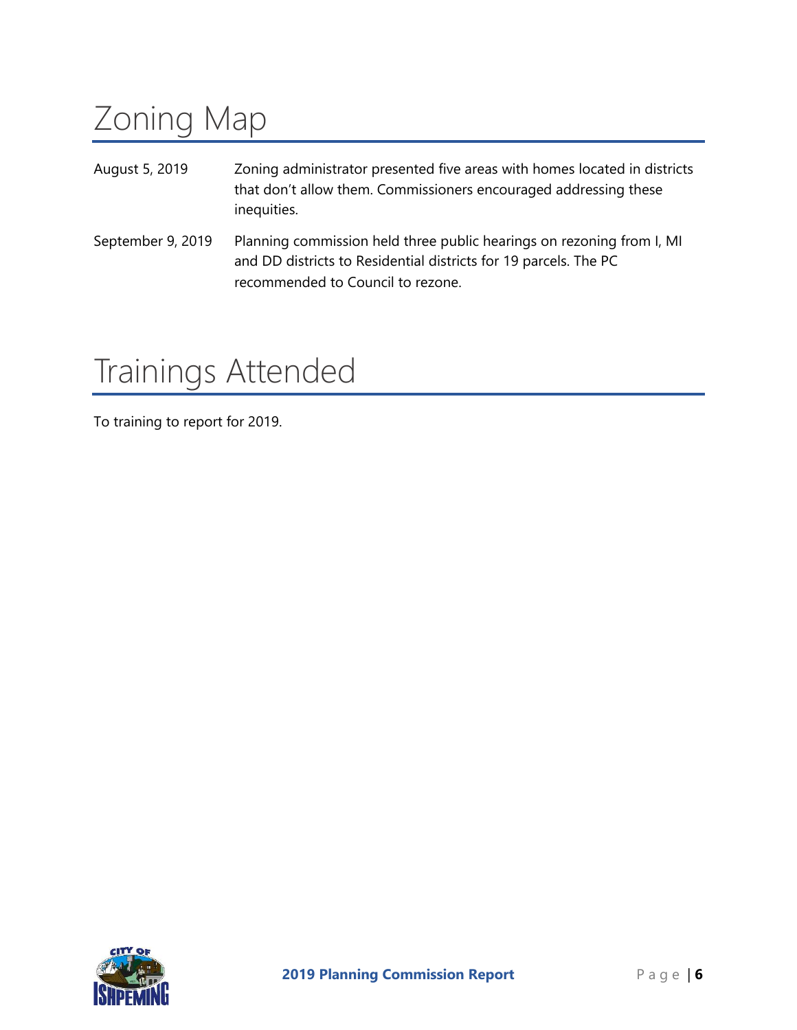# Zoning Map

| | |
|---|---|
| August 5, 2019 | Zoning administrator presented five areas with homes located in districts that don't allow them. Commissioners encouraged addressing these inequities. |
| September 9, 2019 | Planning commission held three public hearings on rezoning from I, MI and DD districts to Residential districts for 19 parcels. The PC recommended to Council to rezone. |

# Trainings Attended

To training to report for 2019.